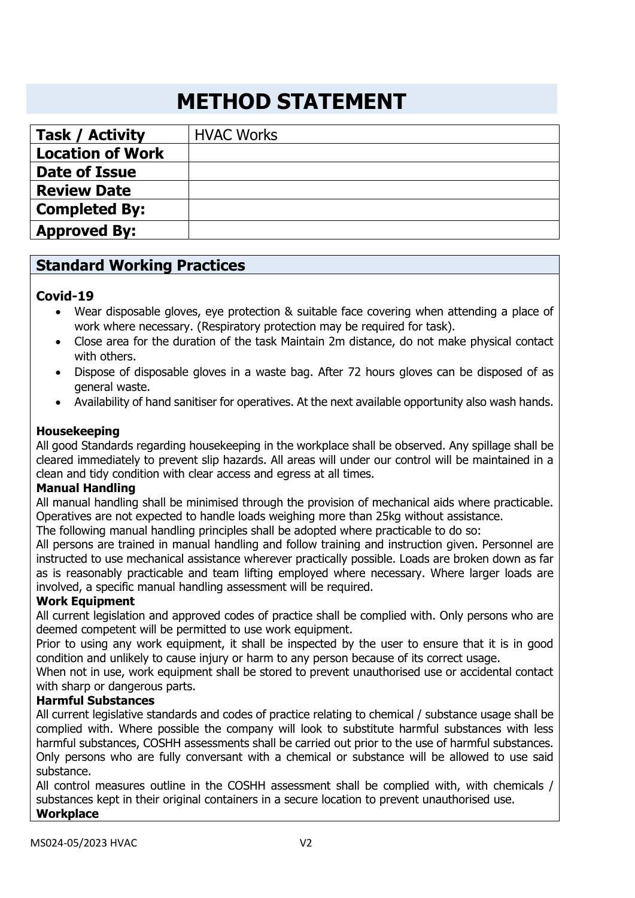# METHOD STATEMENT

| Task / Activity | HVAC Works |
|---|---|
| Location of Work | |
| Date of Issue | |
| Review Date | |
| Completed By: | |
| Approved By: | |

## Standard Working Practices

### Covid-19

- Wear disposable gloves, eye protection & suitable face covering when attending a place of work where necessary. (Respiratory protection may be required for task).
- Close area for the duration of the task Maintain 2m distance, do not make physical contact with others.
- Dispose of disposable gloves in a waste bag. After 72 hours gloves can be disposed of as general waste.
- Availability of hand sanitiser for operatives. At the next available opportunity also wash hands.

### Housekeeping

All good Standards regarding housekeeping in the workplace shall be observed. Any spillage shall be cleared immediately to prevent slip hazards. All areas will under our control will be maintained in a clean and tidy condition with clear access and egress at all times.

### Manual Handling

All manual handling shall be minimised through the provision of mechanical aids where practicable. Operatives are not expected to handle loads weighing more than 25kg without assistance.

The following manual handling principles shall be adopted where practicable to do so:

All persons are trained in manual handling and follow training and instruction given. Personnel are instructed to use mechanical assistance wherever practically possible. Loads are broken down as far as is reasonably practicable and team lifting employed where necessary. Where larger loads are involved, a specific manual handling assessment will be required.

### Work Equipment

All current legislation and approved codes of practice shall be complied with. Only persons who are deemed competent will be permitted to use work equipment.

Prior to using any work equipment, it shall be inspected by the user to ensure that it is in good condition and unlikely to cause injury or harm to any person because of its correct usage.

When not in use, work equipment shall be stored to prevent unauthorised use or accidental contact with sharp or dangerous parts.

### Harmful Substances

All current legislative standards and codes of practice relating to chemical / substance usage shall be complied with. Where possible the company will look to substitute harmful substances with less harmful substances, COSHH assessments shall be carried out prior to the use of harmful substances. Only persons who are fully conversant with a chemical or substance will be allowed to use said substance.

All control measures outline in the COSHH assessment shall be complied with, with chemicals / substances kept in their original containers in a secure location to prevent unauthorised use.

### Workplace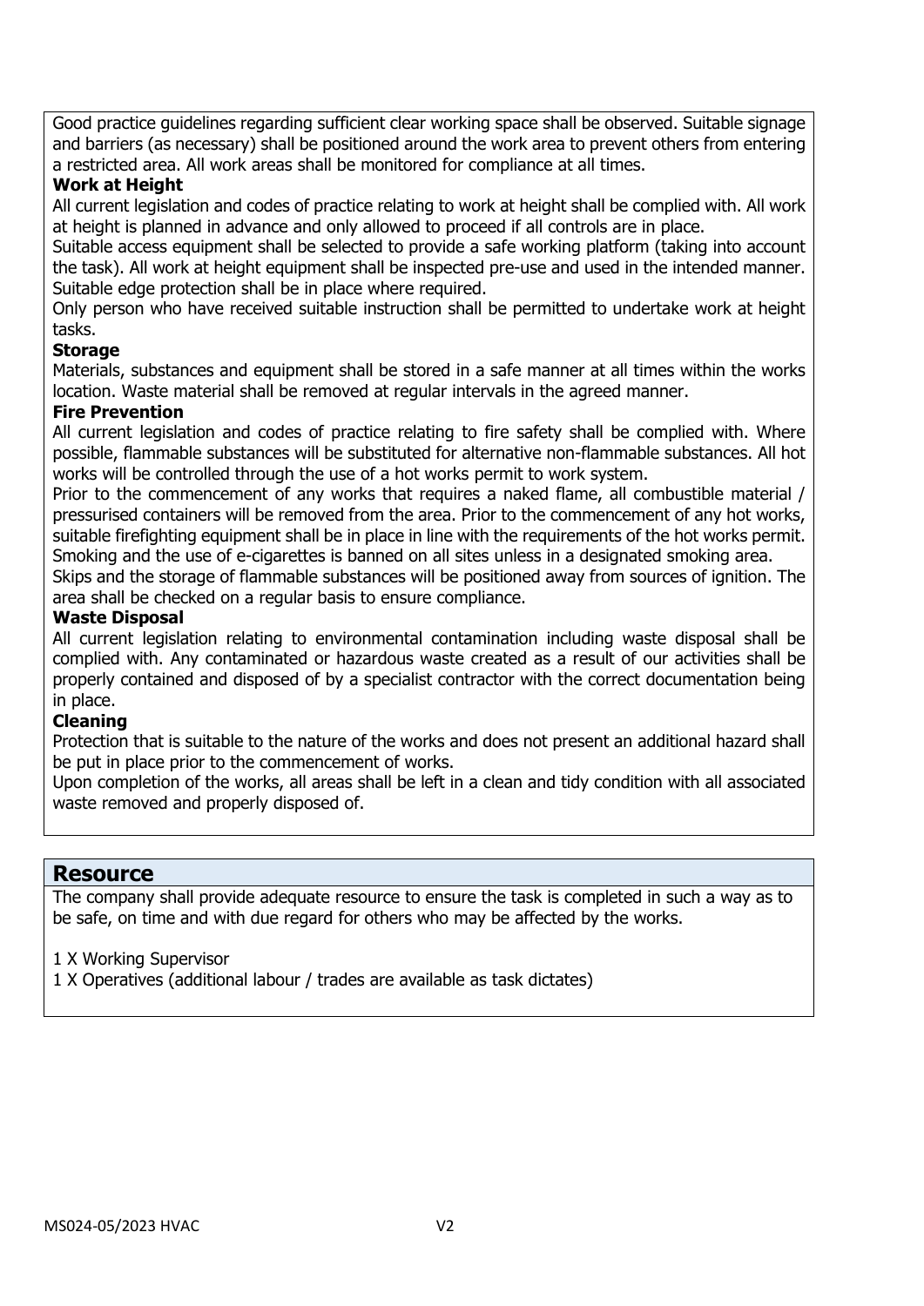Good practice guidelines regarding sufficient clear working space shall be observed. Suitable signage and barriers (as necessary) shall be positioned around the work area to prevent others from entering a restricted area. All work areas shall be monitored for compliance at all times.

**Work at Height**

All current legislation and codes of practice relating to work at height shall be complied with. All work at height is planned in advance and only allowed to proceed if all controls are in place.

Suitable access equipment shall be selected to provide a safe working platform (taking into account the task). All work at height equipment shall be inspected pre-use and used in the intended manner. Suitable edge protection shall be in place where required.

Only person who have received suitable instruction shall be permitted to undertake work at height tasks.

**Storage**

Materials, substances and equipment shall be stored in a safe manner at all times within the works location. Waste material shall be removed at regular intervals in the agreed manner.

**Fire Prevention**

All current legislation and codes of practice relating to fire safety shall be complied with. Where possible, flammable substances will be substituted for alternative non-flammable substances. All hot works will be controlled through the use of a hot works permit to work system.

Prior to the commencement of any works that requires a naked flame, all combustible material / pressurised containers will be removed from the area. Prior to the commencement of any hot works, suitable firefighting equipment shall be in place in line with the requirements of the hot works permit. Smoking and the use of e-cigarettes is banned on all sites unless in a designated smoking area.

Skips and the storage of flammable substances will be positioned away from sources of ignition. The area shall be checked on a regular basis to ensure compliance.

**Waste Disposal**

All current legislation relating to environmental contamination including waste disposal shall be complied with. Any contaminated or hazardous waste created as a result of our activities shall be properly contained and disposed of by a specialist contractor with the correct documentation being in place.

**Cleaning**

Protection that is suitable to the nature of the works and does not present an additional hazard shall be put in place prior to the commencement of works.

Upon completion of the works, all areas shall be left in a clean and tidy condition with all associated waste removed and properly disposed of.

## Resource

The company shall provide adequate resource to ensure the task is completed in such a way as to be safe, on time and with due regard for others who may be affected by the works.

1 X Working Supervisor

1 X Operatives (additional labour / trades are available as task dictates)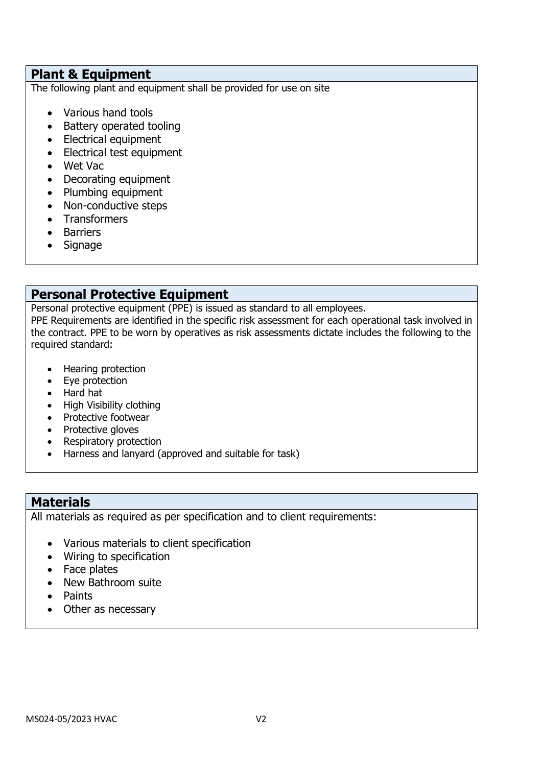## Plant & Equipment

The following plant and equipment shall be provided for use on site

- Various hand tools
- Battery operated tooling
- Electrical equipment
- Electrical test equipment
- Wet Vac
- Decorating equipment
- Plumbing equipment
- Non-conductive steps
- Transformers
- Barriers
- Signage

## Personal Protective Equipment

Personal protective equipment (PPE) is issued as standard to all employees.
PPE Requirements are identified in the specific risk assessment for each operational task involved in the contract. PPE to be worn by operatives as risk assessments dictate includes the following to the required standard:

- Hearing protection
- Eye protection
- Hard hat
- High Visibility clothing
- Protective footwear
- Protective gloves
- Respiratory protection
- Harness and lanyard (approved and suitable for task)

## Materials

All materials as required as per specification and to client requirements:

- Various materials to client specification
- Wiring to specification
- Face plates
- New Bathroom suite
- Paints
- Other as necessary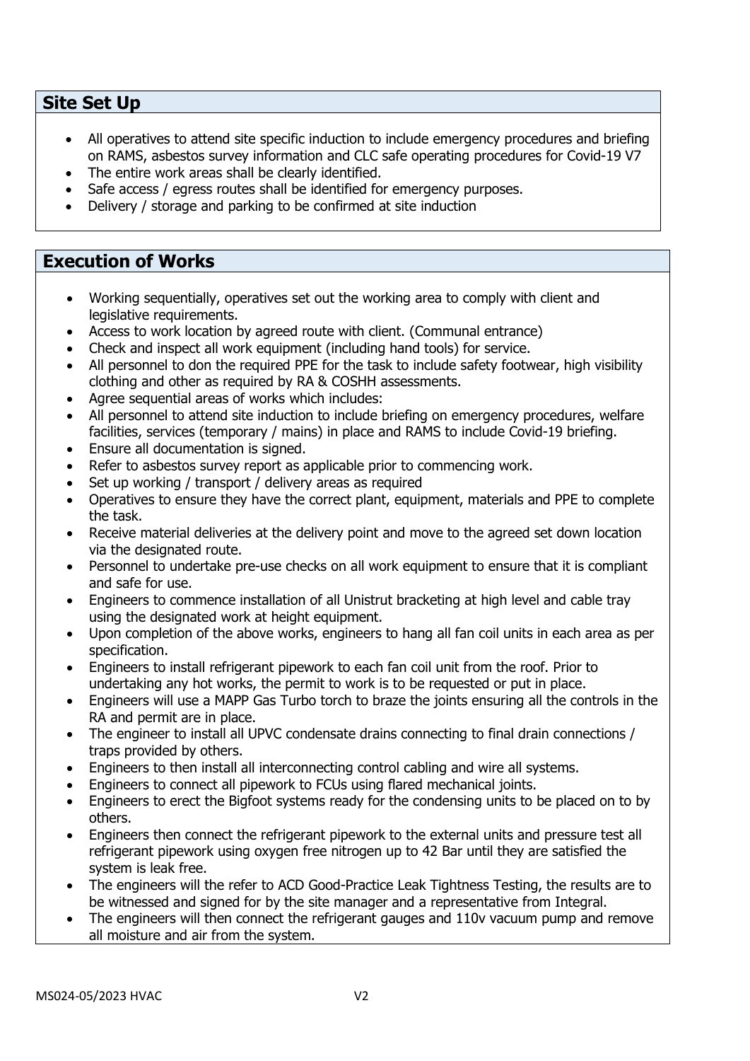## Site Set Up

- All operatives to attend site specific induction to include emergency procedures and briefing on RAMS, asbestos survey information and CLC safe operating procedures for Covid-19 V7
- The entire work areas shall be clearly identified.
- Safe access / egress routes shall be identified for emergency purposes.
- Delivery / storage and parking to be confirmed at site induction

## Execution of Works

- Working sequentially, operatives set out the working area to comply with client and legislative requirements.
- Access to work location by agreed route with client. (Communal entrance)
- Check and inspect all work equipment (including hand tools) for service.
- All personnel to don the required PPE for the task to include safety footwear, high visibility clothing and other as required by RA & COSHH assessments.
- Agree sequential areas of works which includes:
- All personnel to attend site induction to include briefing on emergency procedures, welfare facilities, services (temporary / mains) in place and RAMS to include Covid-19 briefing.
- Ensure all documentation is signed.
- Refer to asbestos survey report as applicable prior to commencing work.
- Set up working / transport / delivery areas as required
- Operatives to ensure they have the correct plant, equipment, materials and PPE to complete the task.
- Receive material deliveries at the delivery point and move to the agreed set down location via the designated route.
- Personnel to undertake pre-use checks on all work equipment to ensure that it is compliant and safe for use.
- Engineers to commence installation of all Unistrut bracketing at high level and cable tray using the designated work at height equipment.
- Upon completion of the above works, engineers to hang all fan coil units in each area as per specification.
- Engineers to install refrigerant pipework to each fan coil unit from the roof. Prior to undertaking any hot works, the permit to work is to be requested or put in place.
- Engineers will use a MAPP Gas Turbo torch to braze the joints ensuring all the controls in the RA and permit are in place.
- The engineer to install all UPVC condensate drains connecting to final drain connections / traps provided by others.
- Engineers to then install all interconnecting control cabling and wire all systems.
- Engineers to connect all pipework to FCUs using flared mechanical joints.
- Engineers to erect the Bigfoot systems ready for the condensing units to be placed on to by others.
- Engineers then connect the refrigerant pipework to the external units and pressure test all refrigerant pipework using oxygen free nitrogen up to 42 Bar until they are satisfied the system is leak free.
- The engineers will the refer to ACD Good-Practice Leak Tightness Testing, the results are to be witnessed and signed for by the site manager and a representative from Integral.
- The engineers will then connect the refrigerant gauges and 110v vacuum pump and remove all moisture and air from the system.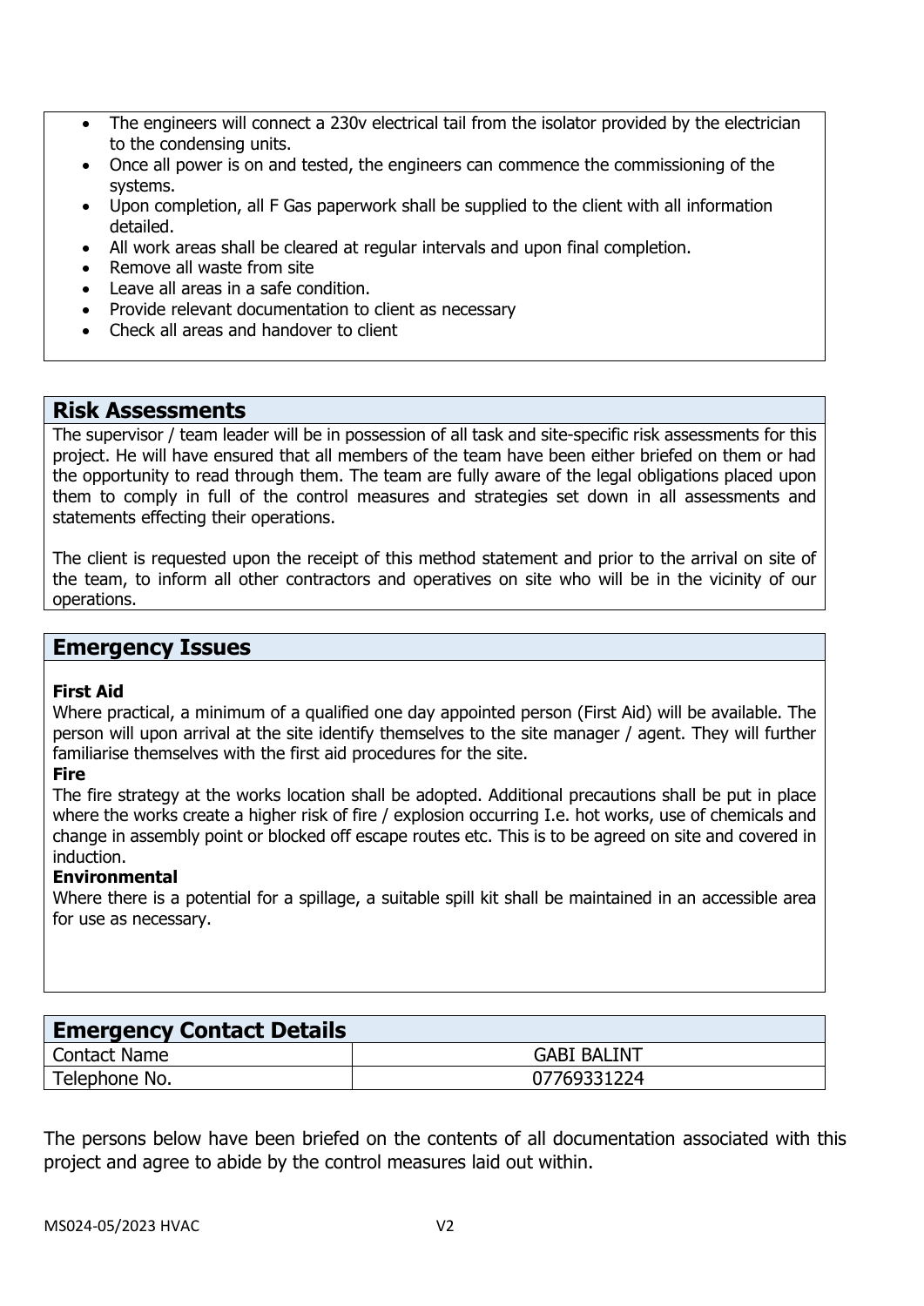- The engineers will connect a 230v electrical tail from the isolator provided by the electrician to the condensing units.
- Once all power is on and tested, the engineers can commence the commissioning of the systems.
- Upon completion, all F Gas paperwork shall be supplied to the client with all information detailed.
- All work areas shall be cleared at regular intervals and upon final completion.
- Remove all waste from site
- Leave all areas in a safe condition.
- Provide relevant documentation to client as necessary
- Check all areas and handover to client

## Risk Assessments

The supervisor / team leader will be in possession of all task and site-specific risk assessments for this project. He will have ensured that all members of the team have been either briefed on them or had the opportunity to read through them. The team are fully aware of the legal obligations placed upon them to comply in full of the control measures and strategies set down in all assessments and statements effecting their operations.

The client is requested upon the receipt of this method statement and prior to the arrival on site of the team, to inform all other contractors and operatives on site who will be in the vicinity of our operations.

## Emergency Issues

**First Aid**

Where practical, a minimum of a qualified one day appointed person (First Aid) will be available. The person will upon arrival at the site identify themselves to the site manager / agent. They will further familiarise themselves with the first aid procedures for the site.

**Fire**

The fire strategy at the works location shall be adopted. Additional precautions shall be put in place where the works create a higher risk of fire / explosion occurring I.e. hot works, use of chemicals and change in assembly point or blocked off escape routes etc. This is to be agreed on site and covered in induction.

**Environmental**

Where there is a potential for a spillage, a suitable spill kit shall be maintained in an accessible area for use as necessary.

| Emergency Contact Details | |
|---|---|
| Contact Name | GABI BALINT |
| Telephone No. | 07769331224 |

The persons below have been briefed on the contents of all documentation associated with this project and agree to abide by the control measures laid out within.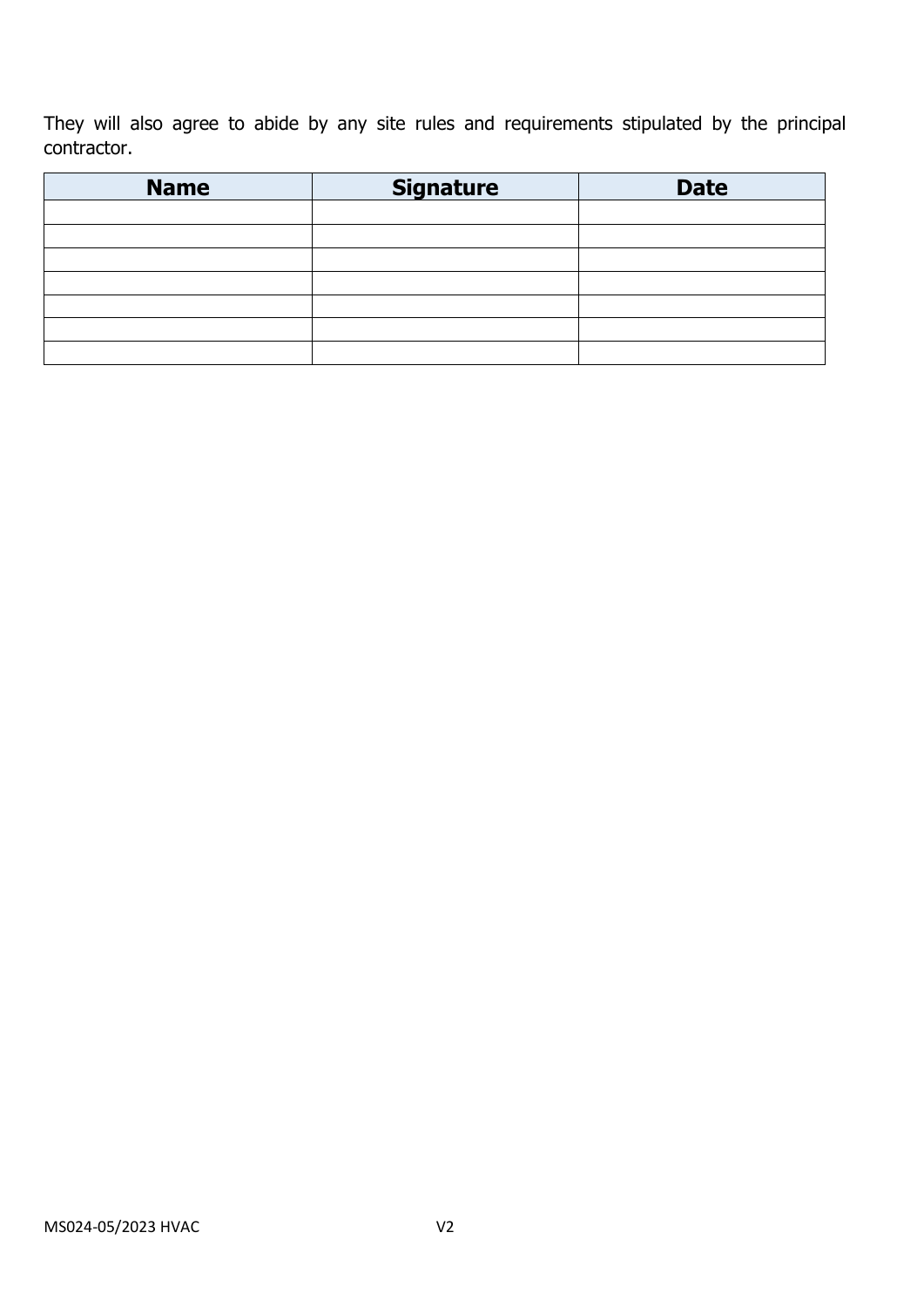They will also agree to abide by any site rules and requirements stipulated by the principal contractor.

| Name | Signature | Date |
| --- | --- | --- |
| | | |
| | | |
| | | |
| | | |
| | | |
| | | |
| | | |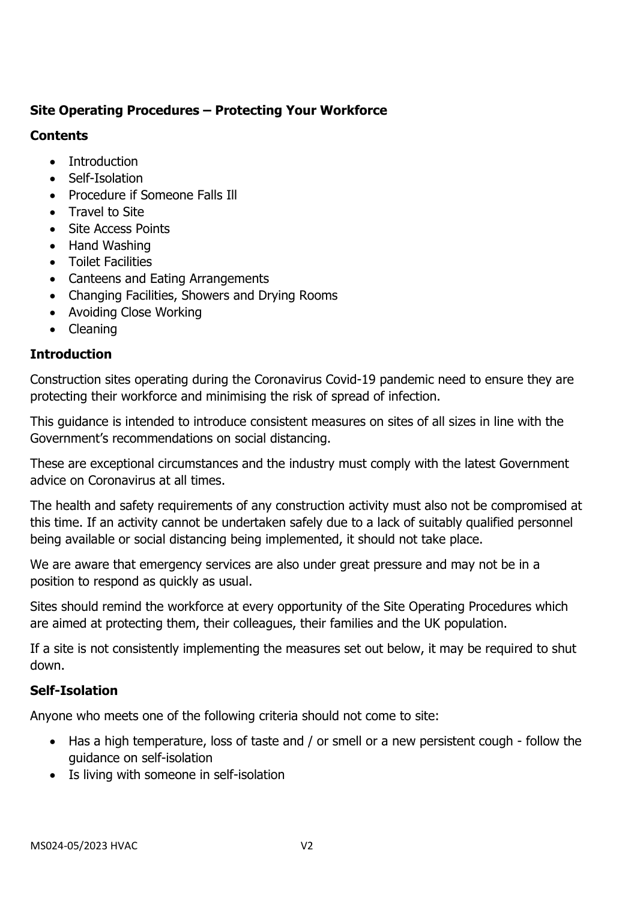## Site Operating Procedures – Protecting Your Workforce

### Contents

- Introduction
- Self-Isolation
- Procedure if Someone Falls Ill
- Travel to Site
- Site Access Points
- Hand Washing
- Toilet Facilities
- Canteens and Eating Arrangements
- Changing Facilities, Showers and Drying Rooms
- Avoiding Close Working
- Cleaning

### Introduction

Construction sites operating during the Coronavirus Covid-19 pandemic need to ensure they are protecting their workforce and minimising the risk of spread of infection.

This guidance is intended to introduce consistent measures on sites of all sizes in line with the Government's recommendations on social distancing.

These are exceptional circumstances and the industry must comply with the latest Government advice on Coronavirus at all times.

The health and safety requirements of any construction activity must also not be compromised at this time. If an activity cannot be undertaken safely due to a lack of suitably qualified personnel being available or social distancing being implemented, it should not take place.

We are aware that emergency services are also under great pressure and may not be in a position to respond as quickly as usual.

Sites should remind the workforce at every opportunity of the Site Operating Procedures which are aimed at protecting them, their colleagues, their families and the UK population.

If a site is not consistently implementing the measures set out below, it may be required to shut down.

### Self-Isolation

Anyone who meets one of the following criteria should not come to site:

- Has a high temperature, loss of taste and / or smell or a new persistent cough - follow the guidance on self-isolation
- Is living with someone in self-isolation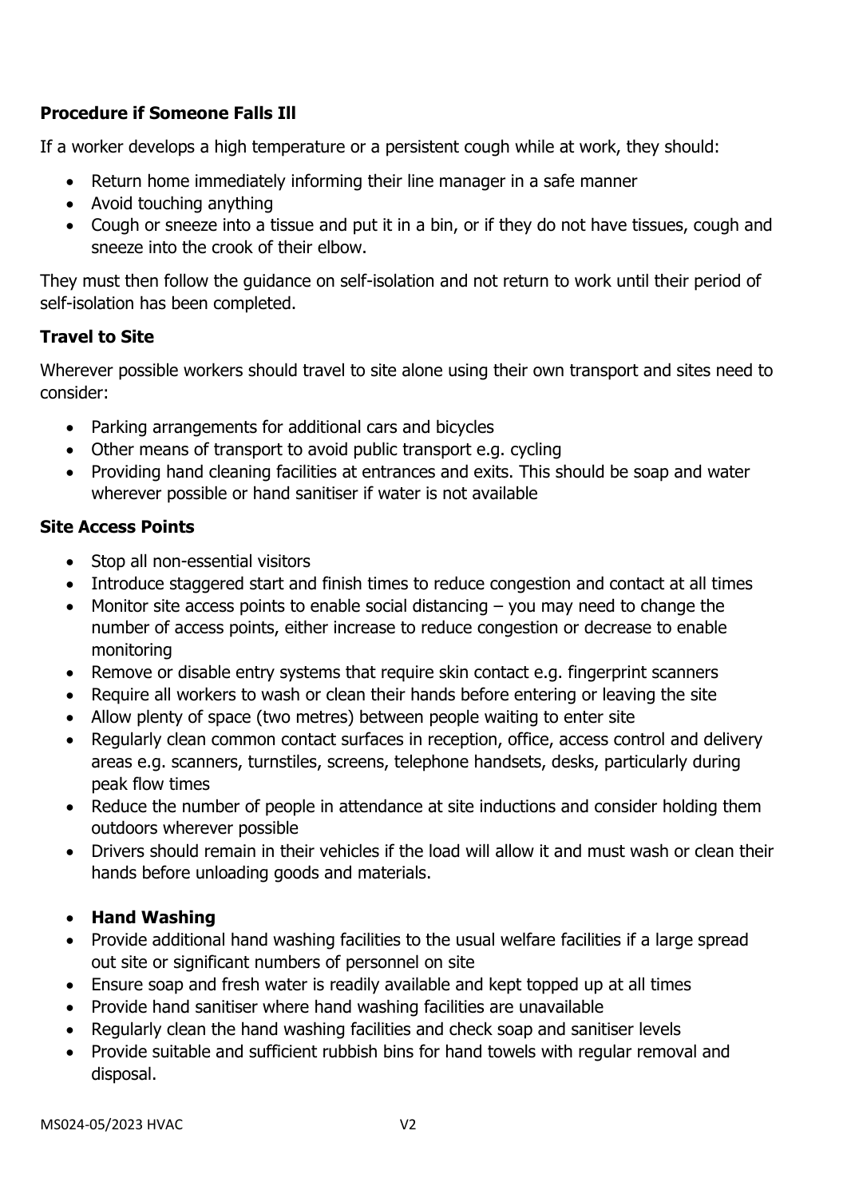**Procedure if Someone Falls Ill**

If a worker develops a high temperature or a persistent cough while at work, they should:

- Return home immediately informing their line manager in a safe manner
- Avoid touching anything
- Cough or sneeze into a tissue and put it in a bin, or if they do not have tissues, cough and sneeze into the crook of their elbow.

They must then follow the guidance on self-isolation and not return to work until their period of self-isolation has been completed.

**Travel to Site**

Wherever possible workers should travel to site alone using their own transport and sites need to consider:

- Parking arrangements for additional cars and bicycles
- Other means of transport to avoid public transport e.g. cycling
- Providing hand cleaning facilities at entrances and exits. This should be soap and water wherever possible or hand sanitiser if water is not available

**Site Access Points**

- Stop all non-essential visitors
- Introduce staggered start and finish times to reduce congestion and contact at all times
- Monitor site access points to enable social distancing – you may need to change the number of access points, either increase to reduce congestion or decrease to enable monitoring
- Remove or disable entry systems that require skin contact e.g. fingerprint scanners
- Require all workers to wash or clean their hands before entering or leaving the site
- Allow plenty of space (two metres) between people waiting to enter site
- Regularly clean common contact surfaces in reception, office, access control and delivery areas e.g. scanners, turnstiles, screens, telephone handsets, desks, particularly during peak flow times
- Reduce the number of people in attendance at site inductions and consider holding them outdoors wherever possible
- Drivers should remain in their vehicles if the load will allow it and must wash or clean their hands before unloading goods and materials.

- **Hand Washing**
- Provide additional hand washing facilities to the usual welfare facilities if a large spread out site or significant numbers of personnel on site
- Ensure soap and fresh water is readily available and kept topped up at all times
- Provide hand sanitiser where hand washing facilities are unavailable
- Regularly clean the hand washing facilities and check soap and sanitiser levels
- Provide suitable and sufficient rubbish bins for hand towels with regular removal and disposal.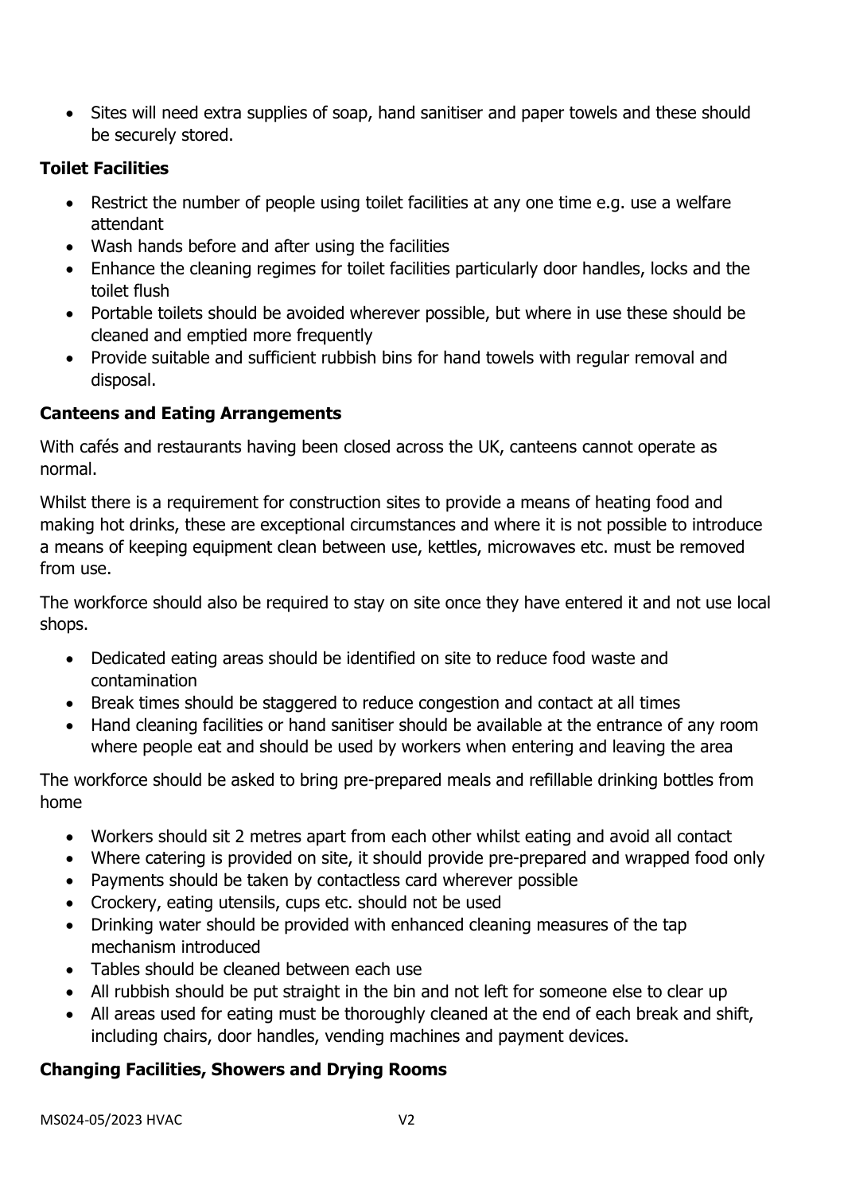- Sites will need extra supplies of soap, hand sanitiser and paper towels and these should be securely stored.

**Toilet Facilities**

- Restrict the number of people using toilet facilities at any one time e.g. use a welfare attendant
- Wash hands before and after using the facilities
- Enhance the cleaning regimes for toilet facilities particularly door handles, locks and the toilet flush
- Portable toilets should be avoided wherever possible, but where in use these should be cleaned and emptied more frequently
- Provide suitable and sufficient rubbish bins for hand towels with regular removal and disposal.

**Canteens and Eating Arrangements**

With cafés and restaurants having been closed across the UK, canteens cannot operate as normal.

Whilst there is a requirement for construction sites to provide a means of heating food and making hot drinks, these are exceptional circumstances and where it is not possible to introduce a means of keeping equipment clean between use, kettles, microwaves etc. must be removed from use.

The workforce should also be required to stay on site once they have entered it and not use local shops.

- Dedicated eating areas should be identified on site to reduce food waste and contamination
- Break times should be staggered to reduce congestion and contact at all times
- Hand cleaning facilities or hand sanitiser should be available at the entrance of any room where people eat and should be used by workers when entering and leaving the area

The workforce should be asked to bring pre-prepared meals and refillable drinking bottles from home

- Workers should sit 2 metres apart from each other whilst eating and avoid all contact
- Where catering is provided on site, it should provide pre-prepared and wrapped food only
- Payments should be taken by contactless card wherever possible
- Crockery, eating utensils, cups etc. should not be used
- Drinking water should be provided with enhanced cleaning measures of the tap mechanism introduced
- Tables should be cleaned between each use
- All rubbish should be put straight in the bin and not left for someone else to clear up
- All areas used for eating must be thoroughly cleaned at the end of each break and shift, including chairs, door handles, vending machines and payment devices.

**Changing Facilities, Showers and Drying Rooms**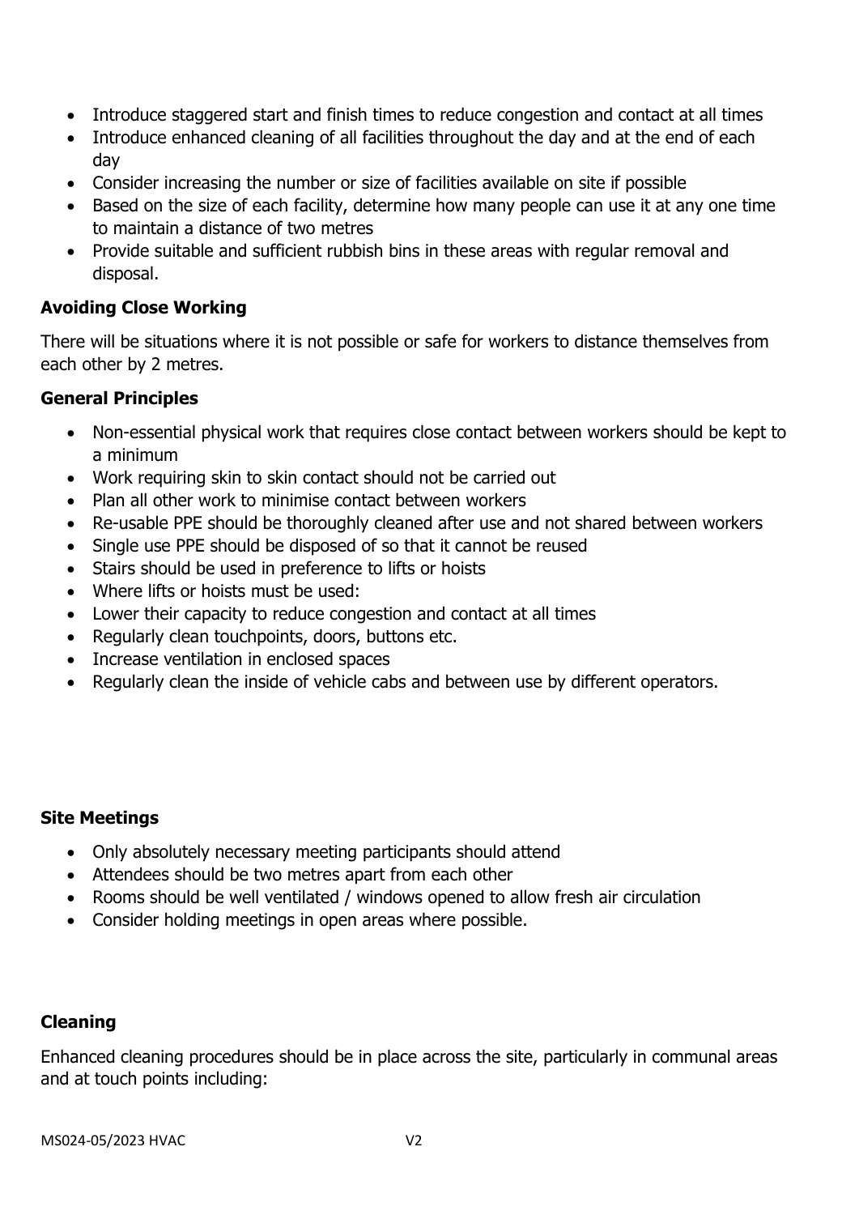- Introduce staggered start and finish times to reduce congestion and contact at all times
- Introduce enhanced cleaning of all facilities throughout the day and at the end of each day
- Consider increasing the number or size of facilities available on site if possible
- Based on the size of each facility, determine how many people can use it at any one time to maintain a distance of two metres
- Provide suitable and sufficient rubbish bins in these areas with regular removal and disposal.

**Avoiding Close Working**

There will be situations where it is not possible or safe for workers to distance themselves from each other by 2 metres.

**General Principles**

- Non-essential physical work that requires close contact between workers should be kept to a minimum
- Work requiring skin to skin contact should not be carried out
- Plan all other work to minimise contact between workers
- Re-usable PPE should be thoroughly cleaned after use and not shared between workers
- Single use PPE should be disposed of so that it cannot be reused
- Stairs should be used in preference to lifts or hoists
- Where lifts or hoists must be used:
- Lower their capacity to reduce congestion and contact at all times
- Regularly clean touchpoints, doors, buttons etc.
- Increase ventilation in enclosed spaces
- Regularly clean the inside of vehicle cabs and between use by different operators.

**Site Meetings**

- Only absolutely necessary meeting participants should attend
- Attendees should be two metres apart from each other
- Rooms should be well ventilated / windows opened to allow fresh air circulation
- Consider holding meetings in open areas where possible.

**Cleaning**

Enhanced cleaning procedures should be in place across the site, particularly in communal areas and at touch points including: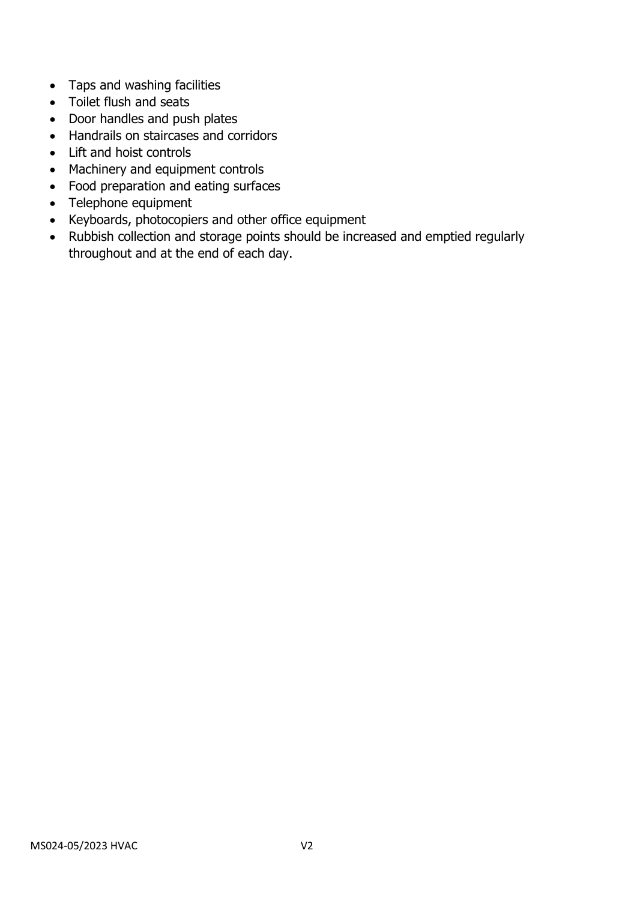- Taps and washing facilities
- Toilet flush and seats
- Door handles and push plates
- Handrails on staircases and corridors
- Lift and hoist controls
- Machinery and equipment controls
- Food preparation and eating surfaces
- Telephone equipment
- Keyboards, photocopiers and other office equipment
- Rubbish collection and storage points should be increased and emptied regularly throughout and at the end of each day.